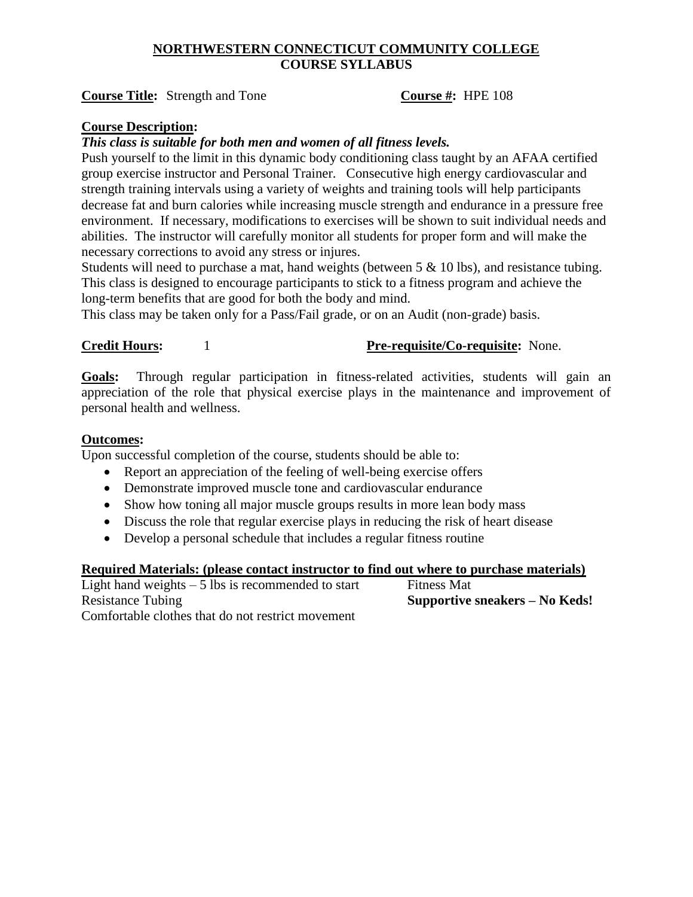**NORTHWESTERN CONNECTICUT COMMUNITY COLLEGE**
**COURSE SYLLABUS**

**Course Title:** Strength and Tone **Course #:** HPE 108

**Course Description:**

***This class is suitable for both men and women of all fitness levels.***

Push yourself to the limit in this dynamic body conditioning class taught by an AFAA certified group exercise instructor and Personal Trainer. Consecutive high energy cardiovascular and strength training intervals using a variety of weights and training tools will help participants decrease fat and burn calories while increasing muscle strength and endurance in a pressure free environment. If necessary, modifications to exercises will be shown to suit individual needs and abilities. The instructor will carefully monitor all students for proper form and will make the necessary corrections to avoid any stress or injures.

Students will need to purchase a mat, hand weights (between 5 & 10 lbs), and resistance tubing. This class is designed to encourage participants to stick to a fitness program and achieve the long-term benefits that are good for both the body and mind.

This class may be taken only for a Pass/Fail grade, or on an Audit (non-grade) basis.

**Credit Hours:** 1 **Pre-requisite/Co-requisite:** None.

**Goals:** Through regular participation in fitness-related activities, students will gain an appreciation of the role that physical exercise plays in the maintenance and improvement of personal health and wellness.

**Outcomes:**

Upon successful completion of the course, students should be able to:

- Report an appreciation of the feeling of well-being exercise offers
- Demonstrate improved muscle tone and cardiovascular endurance
- Show how toning all major muscle groups results in more lean body mass
- Discuss the role that regular exercise plays in reducing the risk of heart disease
- Develop a personal schedule that includes a regular fitness routine

**Required Materials: (please contact instructor to find out where to purchase materials)**

Light hand weights – 5 lbs is recommended to start
Fitness Mat
Resistance Tubing
**Supportive sneakers – No Keds!**
Comfortable clothes that do not restrict movement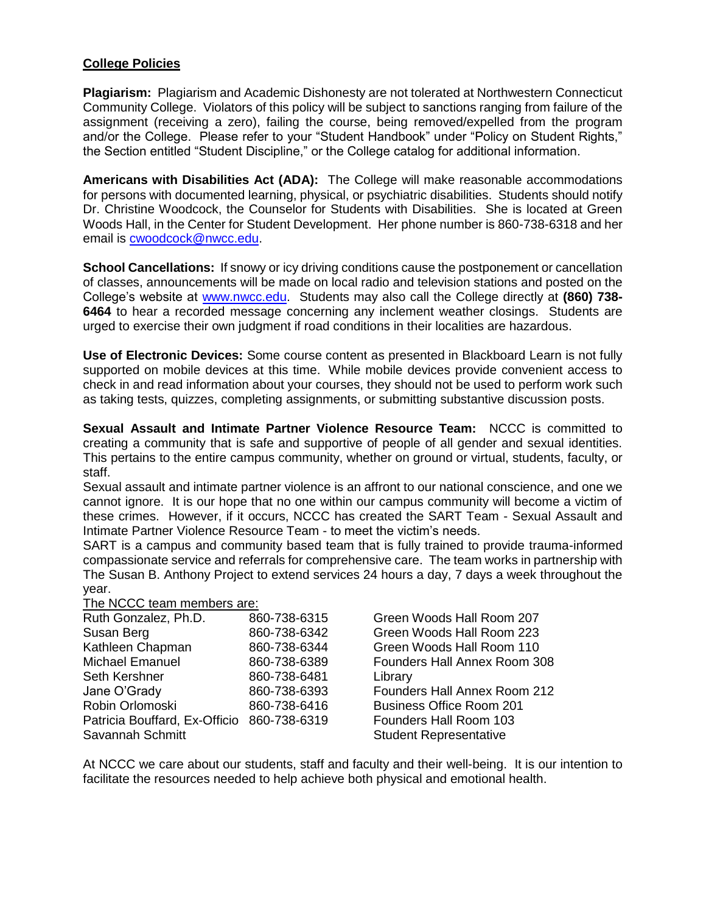## College Policies

**Plagiarism:** Plagiarism and Academic Dishonesty are not tolerated at Northwestern Connecticut Community College. Violators of this policy will be subject to sanctions ranging from failure of the assignment (receiving a zero), failing the course, being removed/expelled from the program and/or the College. Please refer to your "Student Handbook" under "Policy on Student Rights," the Section entitled "Student Discipline," or the College catalog for additional information.

**Americans with Disabilities Act (ADA):** The College will make reasonable accommodations for persons with documented learning, physical, or psychiatric disabilities. Students should notify Dr. Christine Woodcock, the Counselor for Students with Disabilities. She is located at Green Woods Hall, in the Center for Student Development. Her phone number is 860-738-6318 and her email is cwoodcock@nwcc.edu.

**School Cancellations:** If snowy or icy driving conditions cause the postponement or cancellation of classes, announcements will be made on local radio and television stations and posted on the College's website at www.nwcc.edu. Students may also call the College directly at **(860) 738-6464** to hear a recorded message concerning any inclement weather closings. Students are urged to exercise their own judgment if road conditions in their localities are hazardous.

**Use of Electronic Devices:** Some course content as presented in Blackboard Learn is not fully supported on mobile devices at this time. While mobile devices provide convenient access to check in and read information about your courses, they should not be used to perform work such as taking tests, quizzes, completing assignments, or submitting substantive discussion posts.

**Sexual Assault and Intimate Partner Violence Resource Team:** NCCC is committed to creating a community that is safe and supportive of people of all gender and sexual identities. This pertains to the entire campus community, whether on ground or virtual, students, faculty, or staff.

Sexual assault and intimate partner violence is an affront to our national conscience, and one we cannot ignore. It is our hope that no one within our campus community will become a victim of these crimes. However, if it occurs, NCCC has created the SART Team - Sexual Assault and Intimate Partner Violence Resource Team - to meet the victim's needs.

SART is a campus and community based team that is fully trained to provide trauma-informed compassionate service and referrals for comprehensive care. The team works in partnership with The Susan B. Anthony Project to extend services 24 hours a day, 7 days a week throughout the year.

The NCCC team members are:

| | | |
|---|---|---|
| Ruth Gonzalez, Ph.D. | 860-738-6315 | Green Woods Hall Room 207 |
| Susan Berg | 860-738-6342 | Green Woods Hall Room 223 |
| Kathleen Chapman | 860-738-6344 | Green Woods Hall Room 110 |
| Michael Emanuel | 860-738-6389 | Founders Hall Annex Room 308 |
| Seth Kershner | 860-738-6481 | Library |
| Jane O'Grady | 860-738-6393 | Founders Hall Annex Room 212 |
| Robin Orlomoski | 860-738-6416 | Business Office Room 201 |
| Patricia Bouffard, Ex-Officio | 860-738-6319 | Founders Hall Room 103 |
| Savannah Schmitt | | Student Representative |

At NCCC we care about our students, staff and faculty and their well-being. It is our intention to facilitate the resources needed to help achieve both physical and emotional health.